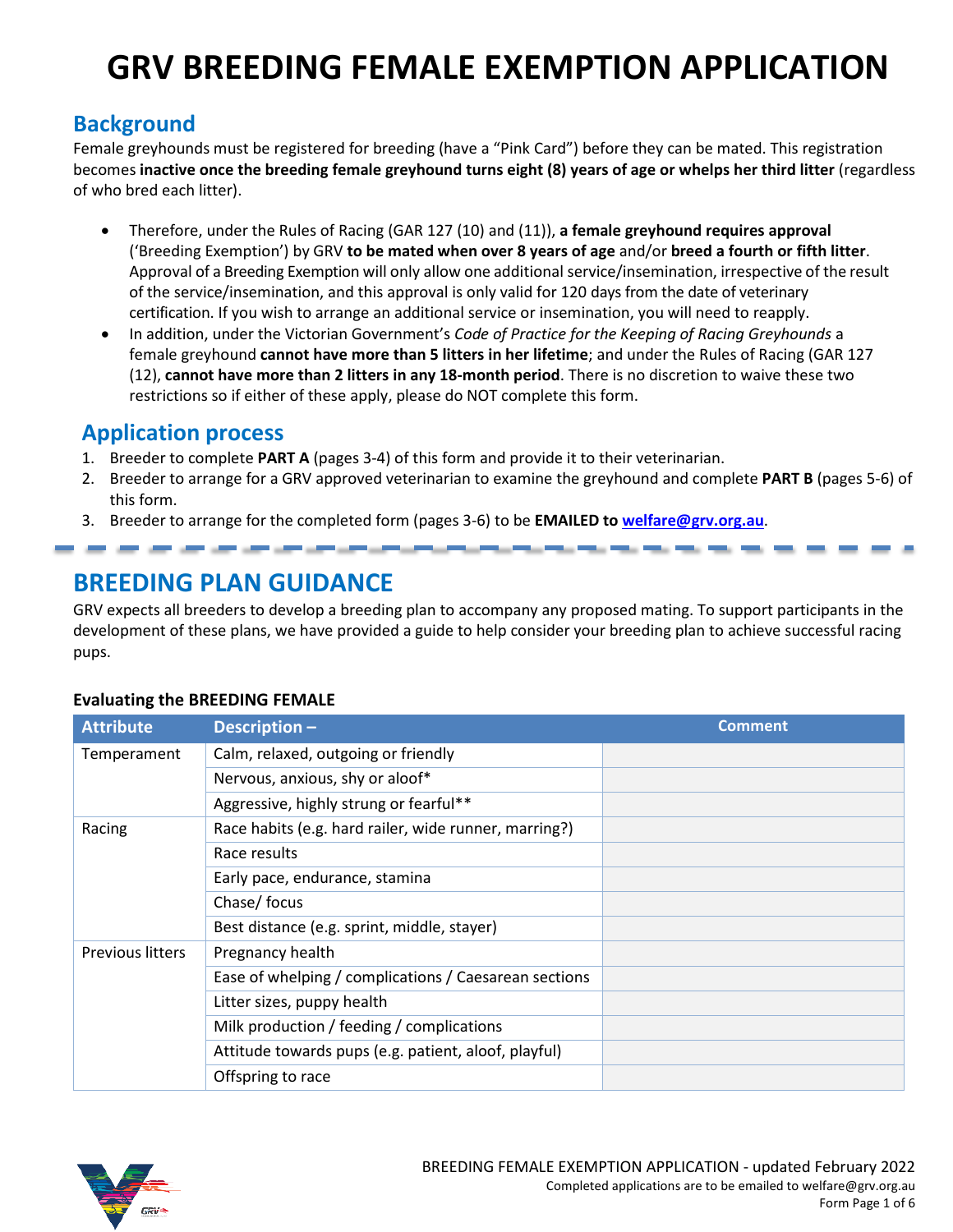# GRV BREEDING FEMALE EXEMPTION APPLICATION

## Background

Female greyhounds must be registered for breeding (have a "Pink Card") before they can be mated. This registration becomes **inactive once the breeding female greyhound turns eight (8) years of age or whelps her third litter** (regardless of who bred each litter).

- Therefore, under the Rules of Racing (GAR 127 (10) and (11)), **a female greyhound requires approval** ('Breeding Exemption') by GRV **to be mated when over 8 years of age** and/or **breed a fourth or fifth litter**. Approval of a Breeding Exemption will only allow one additional service/insemination, irrespective of the result of the service/insemination, and this approval is only valid for 120 days from the date of veterinary certification. If you wish to arrange an additional service or insemination, you will need to reapply.
- In addition, under the Victorian Government's *Code of Practice for the Keeping of Racing Greyhounds* a female greyhound **cannot have more than 5 litters in her lifetime**; and under the Rules of Racing (GAR 127 (12), **cannot have more than 2 litters in any 18-month period**. There is no discretion to waive these two restrictions so if either of these apply, please do NOT complete this form.

## Application process

1. Breeder to complete **PART A** (pages 3-4) of this form and provide it to their veterinarian.
2. Breeder to arrange for a GRV approved veterinarian to examine the greyhound and complete **PART B** (pages 5-6) of this form.
3. Breeder to arrange for the completed form (pages 3-6) to be **EMAILED to** welfare@grv.org.au.

## BREEDING PLAN GUIDANCE

GRV expects all breeders to develop a breeding plan to accompany any proposed mating. To support participants in the development of these plans, we have provided a guide to help consider your breeding plan to achieve successful racing pups.

**Evaluating the BREEDING FEMALE**

| Attribute | Description – | Comment |
|---|---|---|
| Temperament | Calm, relaxed, outgoing or friendly | |
| | Nervous, anxious, shy or aloof* | |
| | Aggressive, highly strung or fearful** | |
| Racing | Race habits (e.g. hard railer, wide runner, marring?) | |
| | Race results | |
| | Early pace, endurance, stamina | |
| | Chase/ focus | |
| | Best distance (e.g. sprint, middle, stayer) | |
| Previous litters | Pregnancy health | |
| | Ease of whelping / complications / Caesarean sections | |
| | Litter sizes, puppy health | |
| | Milk production / feeding / complications | |
| | Attitude towards pups (e.g. patient, aloof, playful) | |
| | Offspring to race | |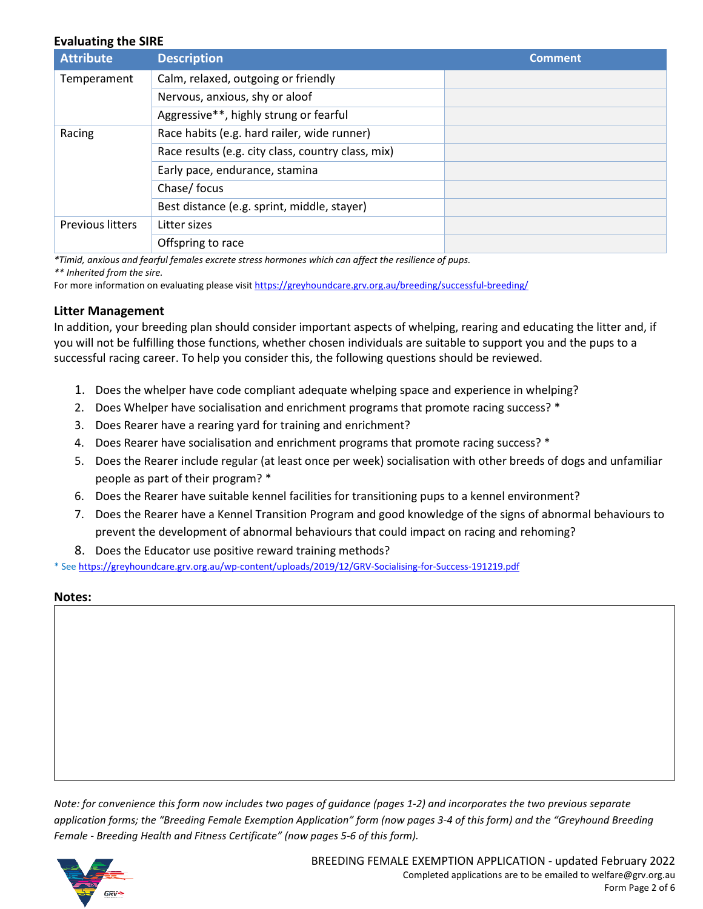**Evaluating the SIRE**

| Attribute | Description | Comment |
|---|---|---|
| Temperament | Calm, relaxed, outgoing or friendly | |
| | Nervous, anxious, shy or aloof | |
| | Aggressive**, highly strung or fearful | |
| Racing | Race habits (e.g. hard railer, wide runner) | |
| | Race results (e.g. city class, country class, mix) | |
| | Early pace, endurance, stamina | |
| | Chase/ focus | |
| | Best distance (e.g. sprint, middle, stayer) | |
| Previous litters | Litter sizes | |
| | Offspring to race | |

*\*Timid, anxious and fearful females excrete stress hormones which can affect the resilience of pups.*
*\*\* Inherited from the sire.*
For more information on evaluating please visit https://greyhoundcare.grv.org.au/breeding/successful-breeding/

### Litter Management

In addition, your breeding plan should consider important aspects of whelping, rearing and educating the litter and, if you will not be fulfilling those functions, whether chosen individuals are suitable to support you and the pups to a successful racing career. To help you consider this, the following questions should be reviewed.

1. Does the whelper have code compliant adequate whelping space and experience in whelping?
2. Does Whelper have socialisation and enrichment programs that promote racing success? *
3. Does Rearer have a rearing yard for training and enrichment?
4. Does Rearer have socialisation and enrichment programs that promote racing success? *
5. Does the Rearer include regular (at least once per week) socialisation with other breeds of dogs and unfamiliar people as part of their program? *
6. Does the Rearer have suitable kennel facilities for transitioning pups to a kennel environment?
7. Does the Rearer have a Kennel Transition Program and good knowledge of the signs of abnormal behaviours to prevent the development of abnormal behaviours that could impact on racing and rehoming?
8. Does the Educator use positive reward training methods?

\* See https://greyhoundcare.grv.org.au/wp-content/uploads/2019/12/GRV-Socialising-for-Success-191219.pdf

**Notes:**

*Note: for convenience this form now includes two pages of guidance (pages 1-2) and incorporates the two previous separate application forms; the "Breeding Female Exemption Application" form (now pages 3-4 of this form) and the "Greyhound Breeding Female - Breeding Health and Fitness Certificate" (now pages 5-6 of this form).*

BREEDING FEMALE EXEMPTION APPLICATION - updated February 2022
Completed applications are to be emailed to welfare@grv.org.au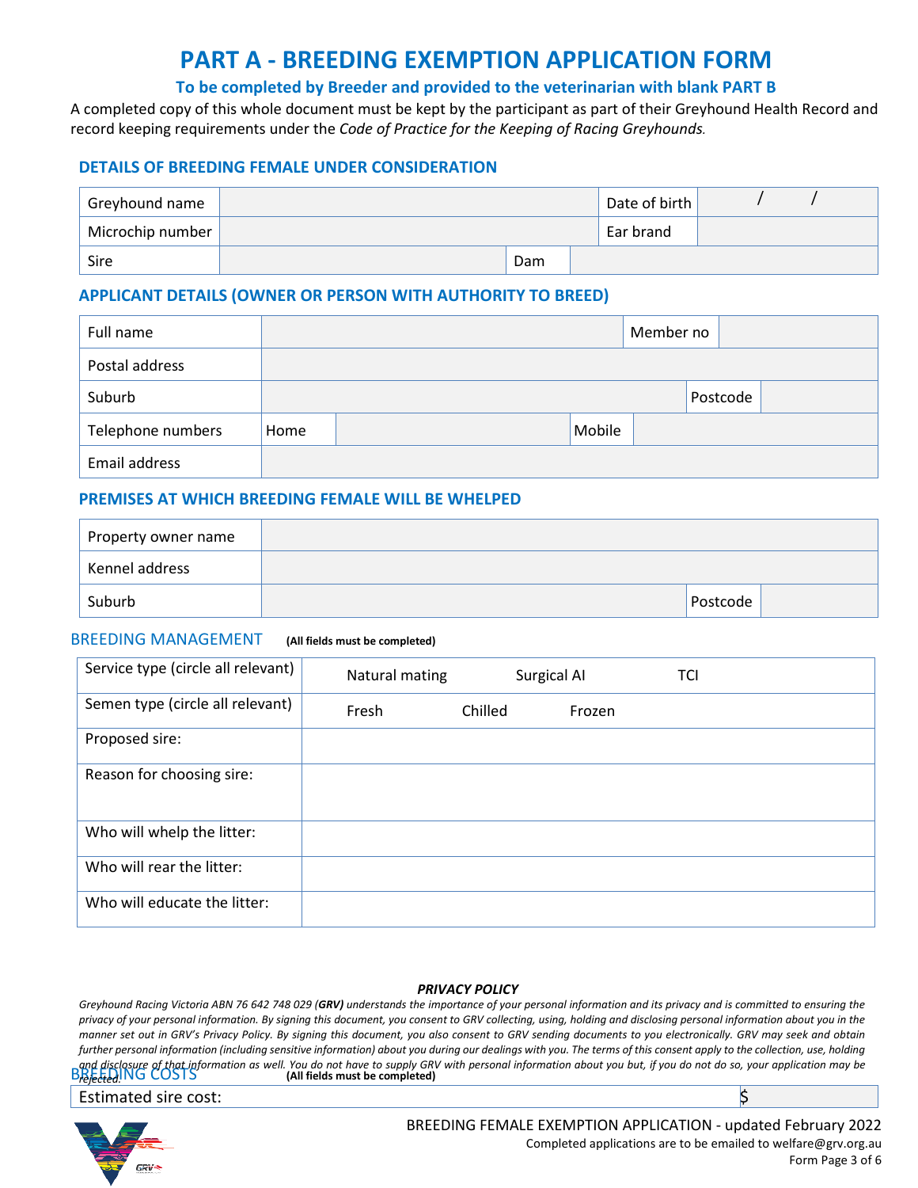# PART A - BREEDING EXEMPTION APPLICATION FORM

### To be completed by Breeder and provided to the veterinarian with blank PART B

A completed copy of this whole document must be kept by the participant as part of their Greyhound Health Record and record keeping requirements under the *Code of Practice for the Keeping of Racing Greyhounds.*

## DETAILS OF BREEDING FEMALE UNDER CONSIDERATION

| Greyhound name | | | Date of birth | / / |
|---|---|---|---|---|
| Microchip number | | | Ear brand | |
| Sire | | Dam | | |

## APPLICANT DETAILS (OWNER OR PERSON WITH AUTHORITY TO BREED)

| Full name | | | Member no | |
|---|---|---|---|---|
| Postal address | | | | |
| Suburb | | | Postcode | |
| Telephone numbers | Home | | Mobile | |
| Email address | | | | |

## PREMISES AT WHICH BREEDING FEMALE WILL BE WHELPED

| Property owner name | | | |
|---|---|---|---|
| Kennel address | | | |
| Suburb | | Postcode | |

## BREEDING MANAGEMENT **(All fields must be completed)**

| Service type (circle all relevant) | Natural mating | Surgical AI | TCI |
|---|---|---|---|
| Semen type (circle all relevant) | Fresh | Chilled | Frozen |
| Proposed sire: | | | |
| Reason for choosing sire: | | | |
| Who will whelp the litter: | | | |
| Who will rear the litter: | | | |
| Who will educate the litter: | | | |

## BREEDING COSTS **(All fields must be completed)**

| Estimated sire cost: | $ |
|---|---|

***PRIVACY POLICY***

*Greyhound Racing Victoria ABN 76 642 748 029 (**GRV**) understands the importance of your personal information and its privacy and is committed to ensuring the privacy of your personal information. By signing this document, you consent to GRV collecting, using, holding and disclosing personal information about you in the manner set out in GRV's Privacy Policy. By signing this document, you also consent to GRV sending documents to you electronically. GRV may seek and obtain further personal information (including sensitive information) about you during our dealings with you. The terms of this consent apply to the collection, use, holding and disclosure of that information as well. You do not have to supply GRV with personal information about you but, if you do not do so, your application may be rejected.*

BREEDING FEMALE EXEMPTION APPLICATION - updated February 2022

Completed applications are to be emailed to welfare@grv.org.au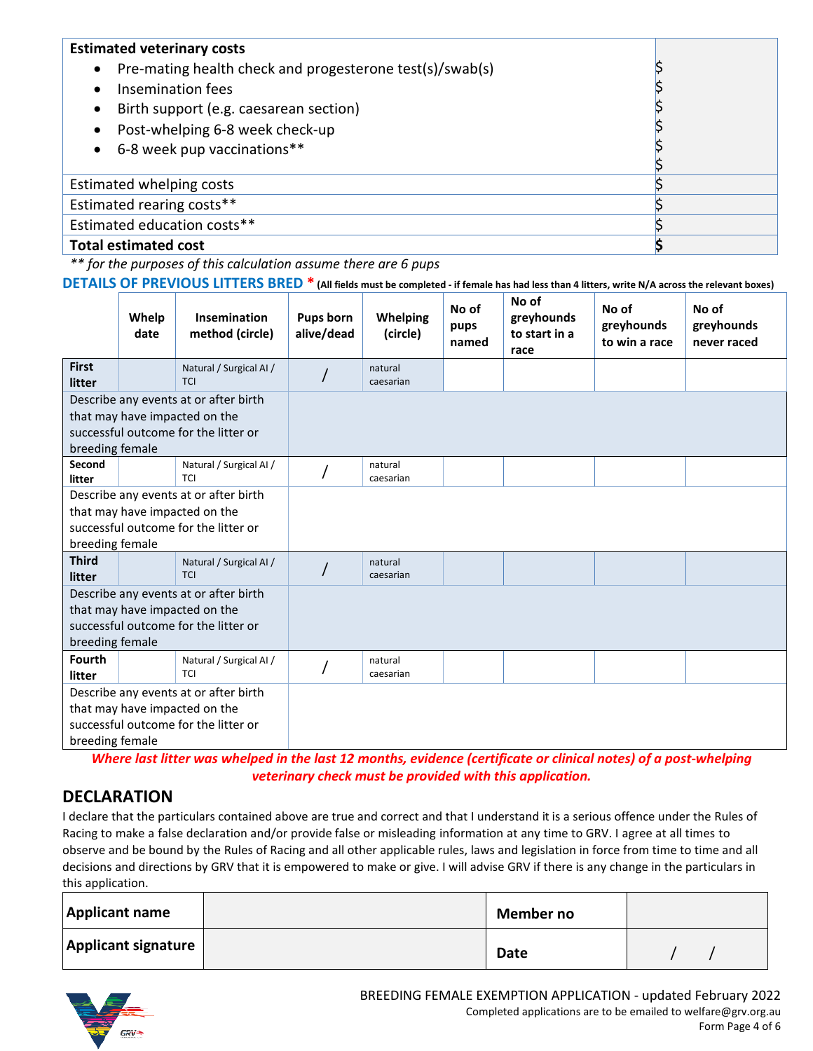| **Estimated veterinary costs** | |
|---|---|
| • Pre-mating health check and progesterone test(s)/swab(s) | $ |
| • Insemination fees | $ |
| • Birth support (e.g. caesarean section) | $ |
| • Post-whelping 6-8 week check-up | $ |
| • 6-8 week pup vaccinations** | $ |
| | $ |
| Estimated whelping costs | $ |
| Estimated rearing costs** | $ |
| Estimated education costs** | $ |
| **Total estimated cost** | **$** |

*** for the purposes of this calculation assume there are 6 pups*

## DETAILS OF PREVIOUS LITTERS BRED * **(All fields must be completed - if female has had less than 4 litters, write N/A across the relevant boxes)**

| | Whelp date | Insemination method (circle) | Pups born alive/dead | Whelping (circle) | No of pups named | No of greyhounds to start in a race | No of greyhounds to win a race | No of greyhounds never raced |
|---|---|---|---|---|---|---|---|---|
| **First litter** | | Natural / Surgical AI / TCI | / | natural caesarian | | | | |
| Describe any events at or after birth that may have impacted on the successful outcome for the litter or breeding female | | | | | | | | |
| **Second litter** | | Natural / Surgical AI / TCI | / | natural caesarian | | | | |
| Describe any events at or after birth that may have impacted on the successful outcome for the litter or breeding female | | | | | | | | |
| **Third litter** | | Natural / Surgical AI / TCI | / | natural caesarian | | | | |
| Describe any events at or after birth that may have impacted on the successful outcome for the litter or breeding female | | | | | | | | |
| **Fourth litter** | | Natural / Surgical AI / TCI | / | natural caesarian | | | | |
| Describe any events at or after birth that may have impacted on the successful outcome for the litter or breeding female | | | | | | | | |

***Where last litter was whelped in the last 12 months, evidence (certificate or clinical notes) of a post-whelping veterinary check must be provided with this application.***

## DECLARATION

I declare that the particulars contained above are true and correct and that I understand it is a serious offence under the Rules of Racing to make a false declaration and/or provide false or misleading information at any time to GRV. I agree at all times to observe and be bound by the Rules of Racing and all other applicable rules, laws and legislation in force from time to time and all decisions and directions by GRV that it is empowered to make or give. I will advise GRV if there is any change in the particulars in this application.

| **Applicant name** | | **Member no** | |
|---|---|---|---|
| **Applicant signature** | | **Date** | / / |

BREEDING FEMALE EXEMPTION APPLICATION - updated February 2022
Completed applications are to be emailed to welfare@grv.org.au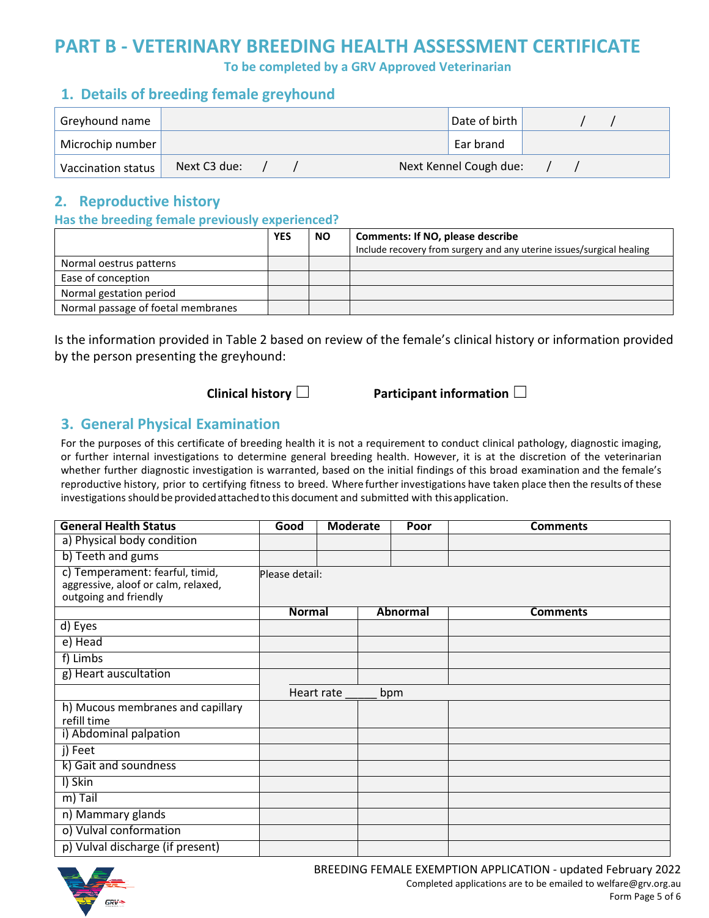# PART B - VETERINARY BREEDING HEALTH ASSESSMENT CERTIFICATE

**To be completed by a GRV Approved Veterinarian**

## 1. Details of breeding female greyhound

| Greyhound name | | Date of birth | / / |
|---|---|---|---|
| Microchip number | | Ear brand | |
| Vaccination status | Next C3 due: / / | Next Kennel Cough due: / / | |

## 2. Reproductive history

### Has the breeding female previously experienced?

| | YES | NO | **Comments: If NO, please describe** Include recovery from surgery and any uterine issues/surgical healing |
|---|---|---|---|
| Normal oestrus patterns | | | |
| Ease of conception | | | |
| Normal gestation period | | | |
| Normal passage of foetal membranes | | | |

Is the information provided in Table 2 based on review of the female's clinical history or information provided by the person presenting the greyhound:

**Clinical history** ☐ **Participant information** ☐

## 3. General Physical Examination

For the purposes of this certificate of breeding health it is not a requirement to conduct clinical pathology, diagnostic imaging, or further internal investigations to determine general breeding health. However, it is at the discretion of the veterinarian whether further diagnostic investigation is warranted, based on the initial findings of this broad examination and the female's reproductive history, prior to certifying fitness to breed. Where further investigations have taken place then the results of these investigations should be provided attached to this document and submitted with this application.

| General Health Status | Good | Moderate | Poor | Comments |
|---|---|---|---|---|
| a) Physical body condition | | | | |
| b) Teeth and gums | | | | |
| c) Temperament: fearful, timid, aggressive, aloof or calm, relaxed, outgoing and friendly | Please detail: | | | |

| | Normal | Abnormal | Comments |
|---|---|---|---|
| d) Eyes | | | |
| e) Head | | | |
| f) Limbs | | | |
| g) Heart auscultation | | | |
| | Heart rate _____ bpm | | |
| h) Mucous membranes and capillary refill time | | | |
| i) Abdominal palpation | | | |
| j) Feet | | | |
| k) Gait and soundness | | | |
| l) Skin | | | |
| m) Tail | | | |
| n) Mammary glands | | | |
| o) Vulval conformation | | | |
| p) Vulval discharge (if present) | | | |

BREEDING FEMALE EXEMPTION APPLICATION - updated February 2022

Completed applications are to be emailed to welfare@grv.org.au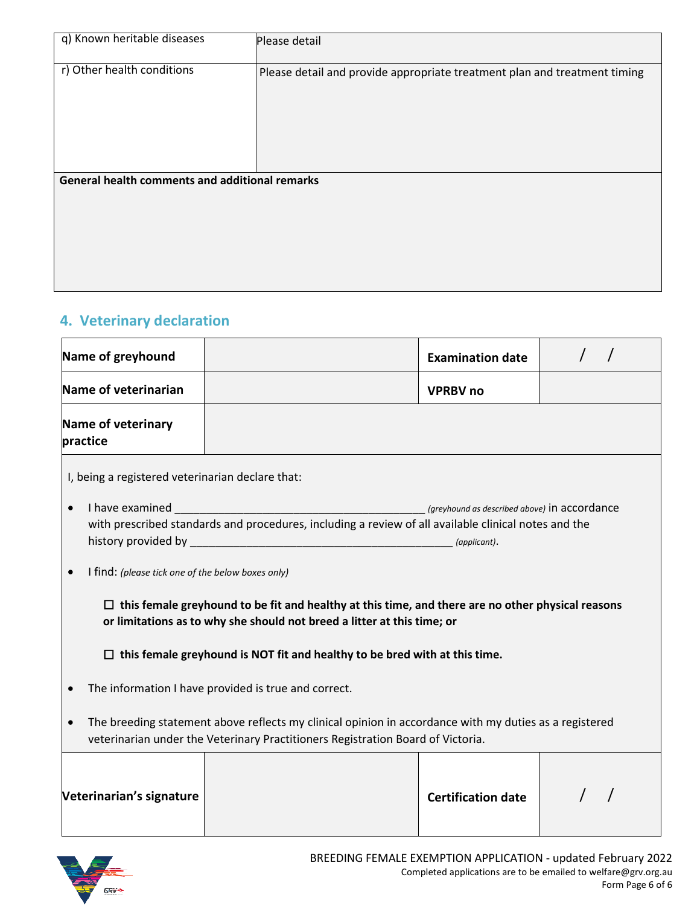| | |
|---|---|
| q) Known heritable diseases | Please detail |
| r) Other health conditions | Please detail and provide appropriate treatment plan and treatment timing |

| |
|---|
| **General health comments and additional remarks** |

## 4. Veterinary declaration

| | | | |
|---|---|---|---|
| **Name of greyhound** | | **Examination date** | / / |
| **Name of veterinarian** | | **VPRBV no** | |
| **Name of veterinary practice** | | | |

I, being a registered veterinarian declare that:

- I have examined ________________________________________ *(greyhound as described above)* in accordance with prescribed standards and procedures, including a review of all available clinical notes and the history provided by ___________________________________________ *(applicant)*.
- I find: *(please tick one of the below boxes only)*

  ☐ **this female greyhound to be fit and healthy at this time, and there are no other physical reasons or limitations as to why she should not breed a litter at this time; or**

  ☐ **this female greyhound is NOT fit and healthy to be bred with at this time.**

- The information I have provided is true and correct.
- The breeding statement above reflects my clinical opinion in accordance with my duties as a registered veterinarian under the Veterinary Practitioners Registration Board of Victoria.

| | | | |
|---|---|---|---|
| **Veterinarian's signature** | | **Certification date** | / / |

BREEDING FEMALE EXEMPTION APPLICATION - updated February 2022

Completed applications are to be emailed to welfare@grv.org.au